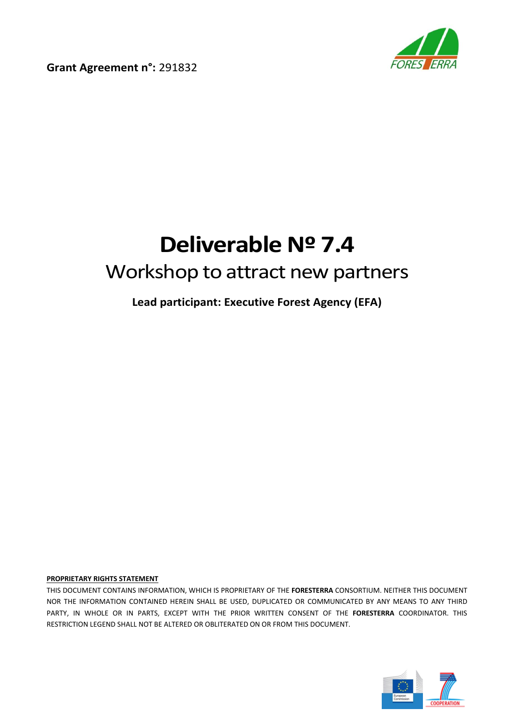**Grant Agreement n°:** 291832

# Deliverable № 7.4

## Workshop to attract new partners

**Lead participant: Executive Forest Agency (EFA)**

**PROPRIETARY RIGHTS STATEMENT**

THIS DOCUMENT CONTAINS INFORMATION, WHICH IS PROPRIETARY OF THE **FORESTERRA** CONSORTIUM. NEITHER THIS DOCUMENT NOR THE INFORMATION CONTAINED HEREIN SHALL BE USED, DUPLICATED OR COMMUNICATED BY ANY MEANS TO ANY THIRD PARTY, IN WHOLE OR IN PARTS, EXCEPT WITH THE PRIOR WRITTEN CONSENT OF THE **FORESTERRA** COORDINATOR. THIS RESTRICTION LEGEND SHALL NOT BE ALTERED OR OBLITERATED ON OR FROM THIS DOCUMENT.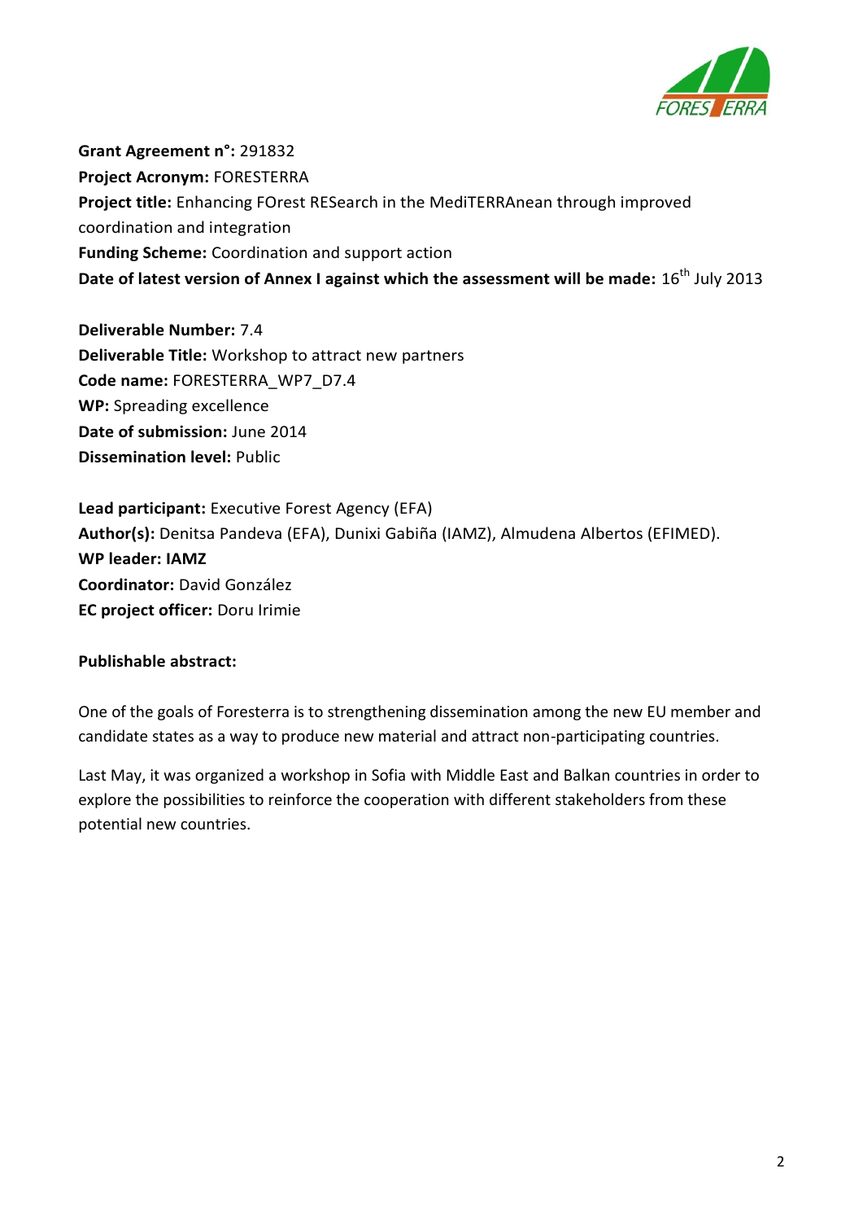**Grant Agreement n°:** 291832
**Project Acronym:** FORESTERRA
**Project title:** Enhancing FOrest RESearch in the MediTERRAnean through improved coordination and integration
**Funding Scheme:** Coordination and support action
**Date of latest version of Annex I against which the assessment will be made:** 16th July 2013

**Deliverable Number:** 7.4
**Deliverable Title:** Workshop to attract new partners
**Code name:** FORESTERRA_WP7_D7.4
**WP:** Spreading excellence
**Date of submission:** June 2014
**Dissemination level:** Public

**Lead participant:** Executive Forest Agency (EFA)
**Author(s):** Denitsa Pandeva (EFA), Dunixi Gabiña (IAMZ), Almudena Albertos (EFIMED).
**WP leader: IAMZ**
**Coordinator:** David González
**EC project officer:** Doru Irimie

**Publishable abstract:**

One of the goals of Foresterra is to strengthening dissemination among the new EU member and candidate states as a way to produce new material and attract non-participating countries.

Last May, it was organized a workshop in Sofia with Middle East and Balkan countries in order to explore the possibilities to reinforce the cooperation with different stakeholders from these potential new countries.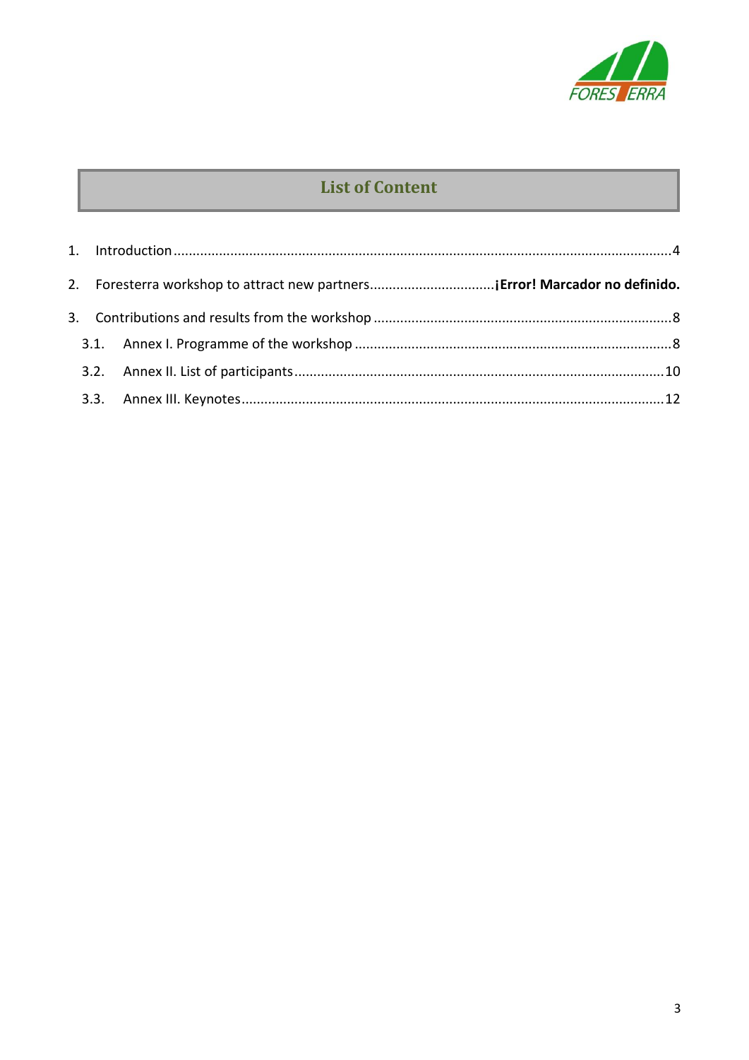# List of Content

1. Introduction ....................................................................................................................................4
2. Foresterra workshop to attract new partners.................................**¡Error! Marcador no definido.**
3. Contributions and results from the workshop ..............................................................................8
   - 3.1. Annex I. Programme of the workshop ....................................................................................8
   - 3.2. Annex II. List of participants..................................................................................................10
   - 3.3. Annex III. Keynotes................................................................................................................12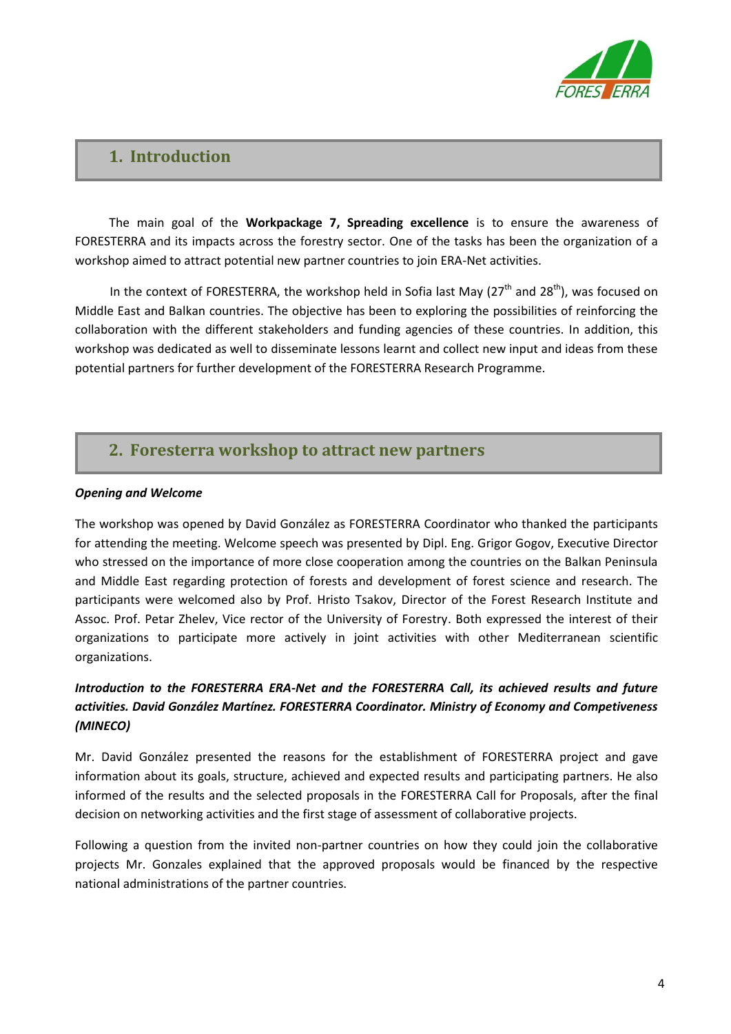## 1. Introduction

The main goal of the **Workpackage 7, Spreading excellence** is to ensure the awareness of FORESTERRA and its impacts across the forestry sector. One of the tasks has been the organization of a workshop aimed to attract potential new partner countries to join ERA-Net activities.

In the context of FORESTERRA, the workshop held in Sofia last May (27th and 28th), was focused on Middle East and Balkan countries. The objective has been to exploring the possibilities of reinforcing the collaboration with the different stakeholders and funding agencies of these countries. In addition, this workshop was dedicated as well to disseminate lessons learnt and collect new input and ideas from these potential partners for further development of the FORESTERRA Research Programme.

## 2. Foresterra workshop to attract new partners

***Opening and Welcome***

The workshop was opened by David González as FORESTERRA Coordinator who thanked the participants for attending the meeting. Welcome speech was presented by Dipl. Eng. Grigor Gogov, Executive Director who stressed on the importance of more close cooperation among the countries on the Balkan Peninsula and Middle East regarding protection of forests and development of forest science and research. The participants were welcomed also by Prof. Hristo Tsakov, Director of the Forest Research Institute and Assoc. Prof. Petar Zhelev, Vice rector of the University of Forestry. Both expressed the interest of their organizations to participate more actively in joint activities with other Mediterranean scientific organizations.

***Introduction to the FORESTERRA ERA-Net and the FORESTERRA Call, its achieved results and future activities. David González Martínez. FORESTERRA Coordinator. Ministry of Economy and Competiveness (MINECO)***

Mr. David González presented the reasons for the establishment of FORESTERRA project and gave information about its goals, structure, achieved and expected results and participating partners. He also informed of the results and the selected proposals in the FORESTERRA Call for Proposals, after the final decision on networking activities and the first stage of assessment of collaborative projects.

Following a question from the invited non-partner countries on how they could join the collaborative projects Mr. Gonzales explained that the approved proposals would be financed by the respective national administrations of the partner countries.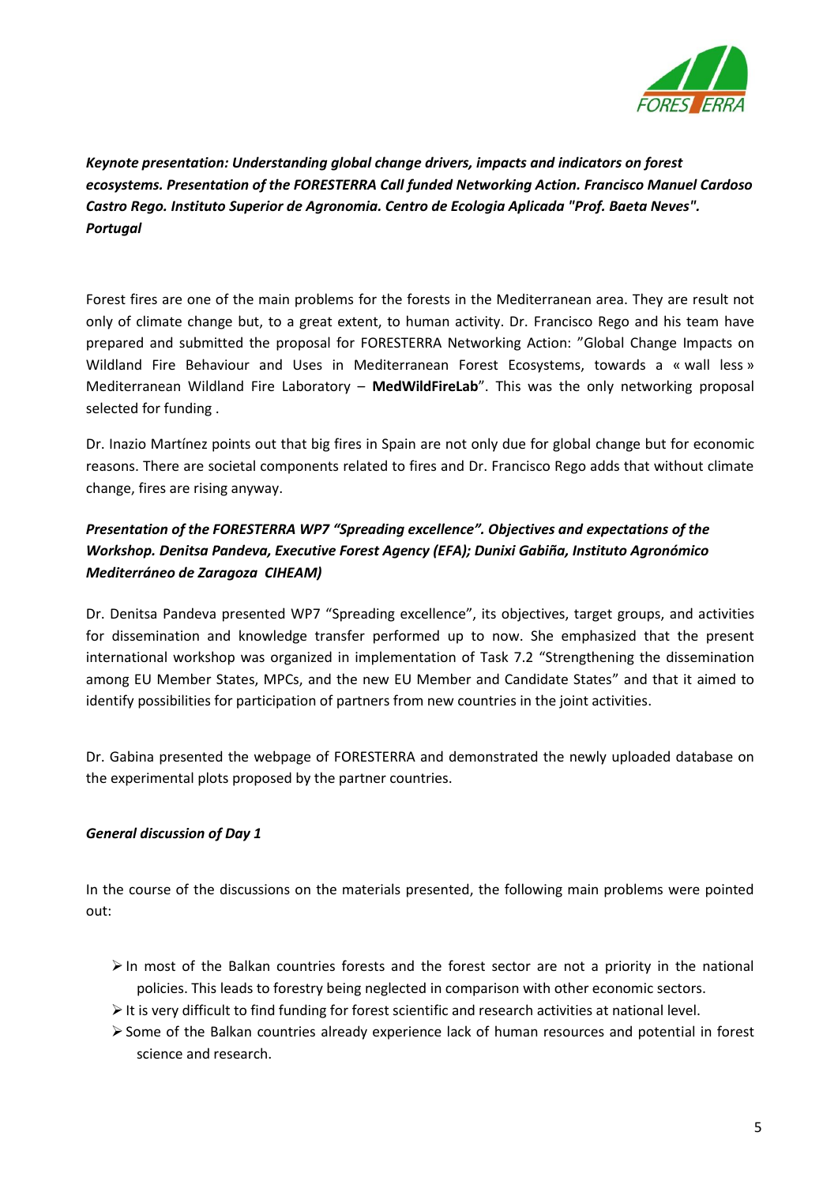***Keynote presentation: Understanding global change drivers, impacts and indicators on forest ecosystems. Presentation of the FORESTERRA Call funded Networking Action. Francisco Manuel Cardoso Castro Rego. Instituto Superior de Agronomia. Centro de Ecologia Aplicada "Prof. Baeta Neves". Portugal***

Forest fires are one of the main problems for the forests in the Mediterranean area. They are result not only of climate change but, to a great extent, to human activity. Dr. Francisco Rego and his team have prepared and submitted the proposal for FORESTERRA Networking Action: "Global Change Impacts on Wildland Fire Behaviour and Uses in Mediterranean Forest Ecosystems, towards a « wall less » Mediterranean Wildland Fire Laboratory – **MedWildFireLab**". This was the only networking proposal selected for funding .

Dr. Inazio Martínez points out that big fires in Spain are not only due for global change but for economic reasons. There are societal components related to fires and Dr. Francisco Rego adds that without climate change, fires are rising anyway.

***Presentation of the FORESTERRA WP7 "Spreading excellence". Objectives and expectations of the Workshop. Denitsa Pandeva, Executive Forest Agency (EFA); Dunixi Gabiña, Instituto Agronómico Mediterráneo de Zaragoza CIHEAM)***

Dr. Denitsa Pandeva presented WP7 "Spreading excellence", its objectives, target groups, and activities for dissemination and knowledge transfer performed up to now. She emphasized that the present international workshop was organized in implementation of Task 7.2 "Strengthening the dissemination among EU Member States, MPCs, and the new EU Member and Candidate States" and that it aimed to identify possibilities for participation of partners from new countries in the joint activities.

Dr. Gabina presented the webpage of FORESTERRA and demonstrated the newly uploaded database on the experimental plots proposed by the partner countries.

***General discussion of Day 1***

In the course of the discussions on the materials presented, the following main problems were pointed out:

- In most of the Balkan countries forests and the forest sector are not a priority in the national policies. This leads to forestry being neglected in comparison with other economic sectors.
- It is very difficult to find funding for forest scientific and research activities at national level.
- Some of the Balkan countries already experience lack of human resources and potential in forest science and research.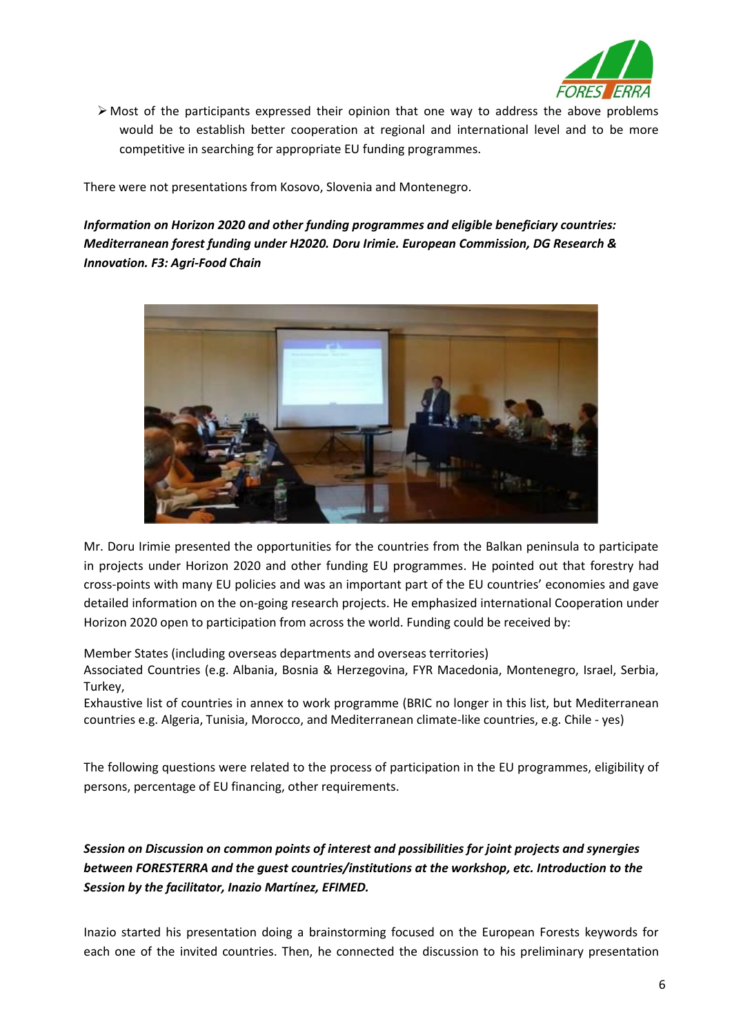- Most of the participants expressed their opinion that one way to address the above problems would be to establish better cooperation at regional and international level and to be more competitive in searching for appropriate EU funding programmes.

There were not presentations from Kosovo, Slovenia and Montenegro.

***Information on Horizon 2020 and other funding programmes and eligible beneficiary countries: Mediterranean forest funding under H2020. Doru Irimie. European Commission, DG Research & Innovation. F3: Agri-Food Chain***

Mr. Doru Irimie presented the opportunities for the countries from the Balkan peninsula to participate in projects under Horizon 2020 and other funding EU programmes. He pointed out that forestry had cross-points with many EU policies and was an important part of the EU countries' economies and gave detailed information on the on-going research projects. He emphasized international Cooperation under Horizon 2020 open to participation from across the world. Funding could be received by:

Member States (including overseas departments and overseas territories)
Associated Countries (e.g. Albania, Bosnia & Herzegovina, FYR Macedonia, Montenegro, Israel, Serbia, Turkey,
Exhaustive list of countries in annex to work programme (BRIC no longer in this list, but Mediterranean countries e.g. Algeria, Tunisia, Morocco, and Mediterranean climate-like countries, e.g. Chile - yes)

The following questions were related to the process of participation in the EU programmes, eligibility of persons, percentage of EU financing, other requirements.

***Session on Discussion on common points of interest and possibilities for joint projects and synergies between FORESTERRA and the guest countries/institutions at the workshop, etc. Introduction to the Session by the facilitator, Inazio Martínez, EFIMED.***

Inazio started his presentation doing a brainstorming focused on the European Forests keywords for each one of the invited countries. Then, he connected the discussion to his preliminary presentation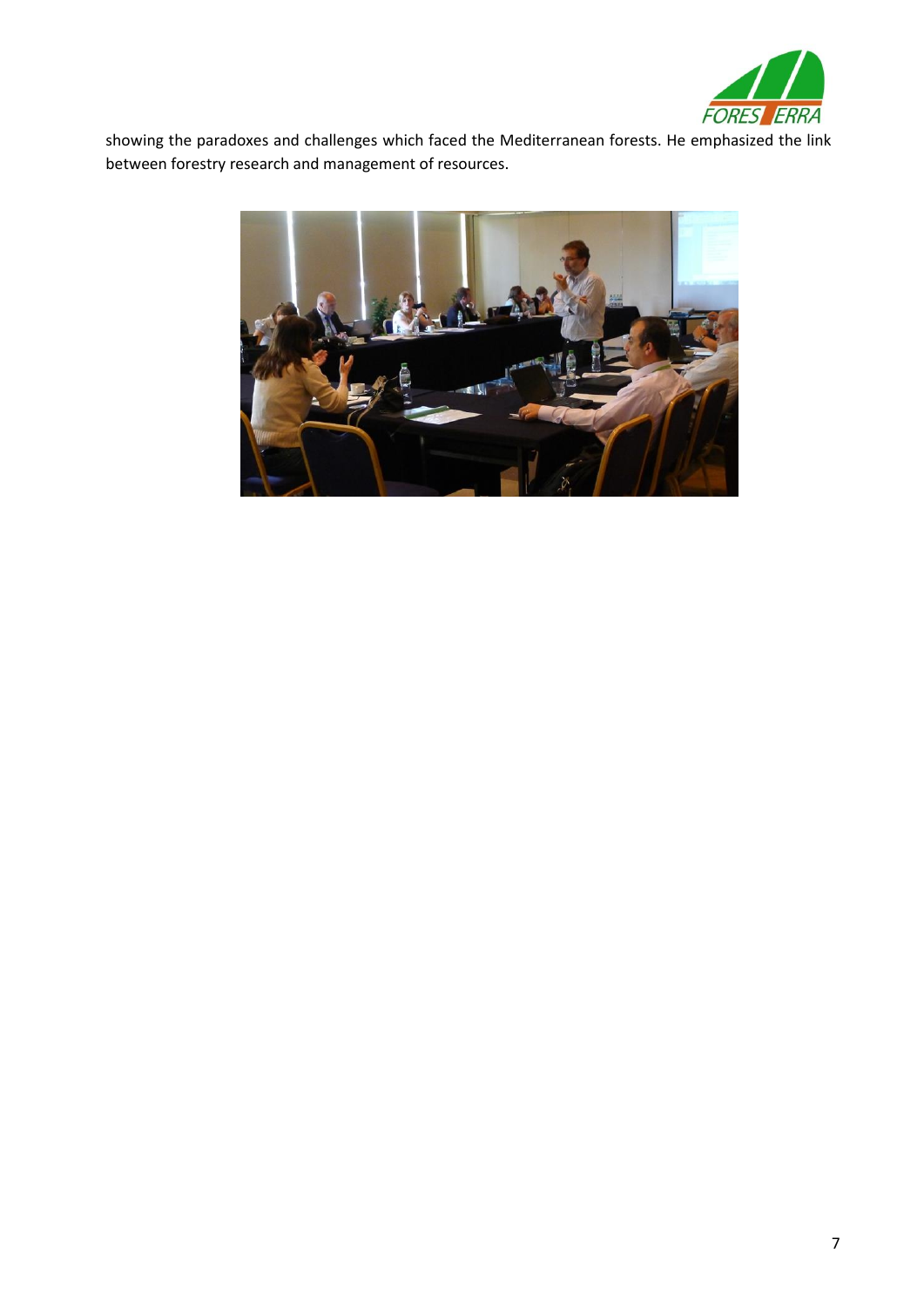showing the paradoxes and challenges which faced the Mediterranean forests. He emphasized the link between forestry research and management of resources.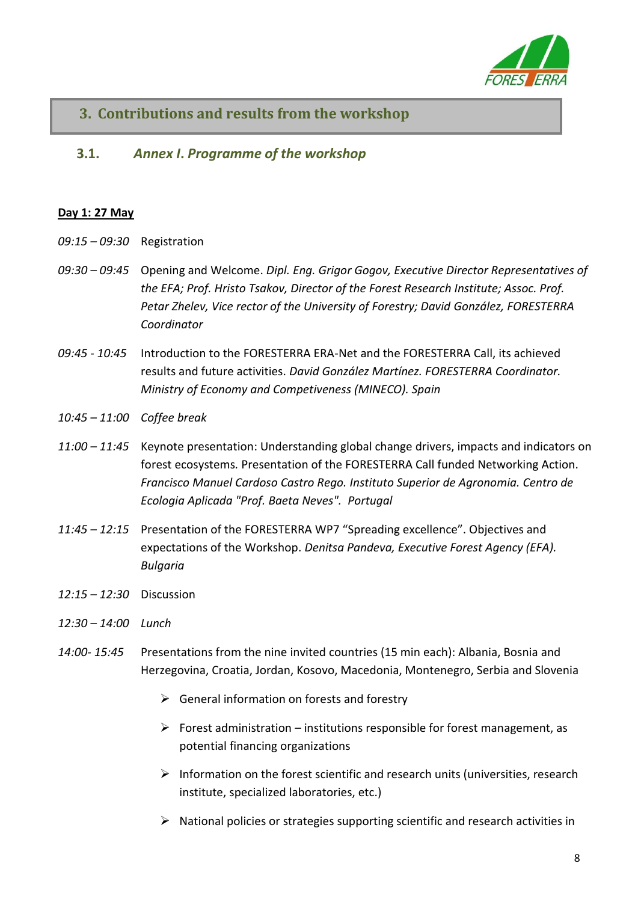# 3. Contributions and results from the workshop

## 3.1. *Annex I. Programme of the workshop*

**Day 1: 27 May**

*09:15 – 09:30* Registration

*09:30 – 09:45* Opening and Welcome. *Dipl. Eng. Grigor Gogov, Executive Director Representatives of the EFA; Prof. Hristo Tsakov, Director of the Forest Research Institute; Assoc. Prof. Petar Zhelev, Vice rector of the University of Forestry; David González, FORESTERRA Coordinator*

*09:45 - 10:45* Introduction to the FORESTERRA ERA-Net and the FORESTERRA Call, its achieved results and future activities. *David González Martínez. FORESTERRA Coordinator. Ministry of Economy and Competiveness (MINECO). Spain*

*10:45 – 11:00* *Coffee break*

*11:00 – 11:45* Keynote presentation: Understanding global change drivers, impacts and indicators on forest ecosystems. Presentation of the FORESTERRA Call funded Networking Action. *Francisco Manuel Cardoso Castro Rego. Instituto Superior de Agronomia. Centro de Ecologia Aplicada "Prof. Baeta Neves". Portugal*

*11:45 – 12:15* Presentation of the FORESTERRA WP7 "Spreading excellence". Objectives and expectations of the Workshop. *Denitsa Pandeva, Executive Forest Agency (EFA). Bulgaria*

*12:15 – 12:30* Discussion

*12:30 – 14:00* *Lunch*

*14:00- 15:45* Presentations from the nine invited countries (15 min each): Albania, Bosnia and Herzegovina, Croatia, Jordan, Kosovo, Macedonia, Montenegro, Serbia and Slovenia

- General information on forests and forestry
- Forest administration – institutions responsible for forest management, as potential financing organizations
- Information on the forest scientific and research units (universities, research institute, specialized laboratories, etc.)
- National policies or strategies supporting scientific and research activities in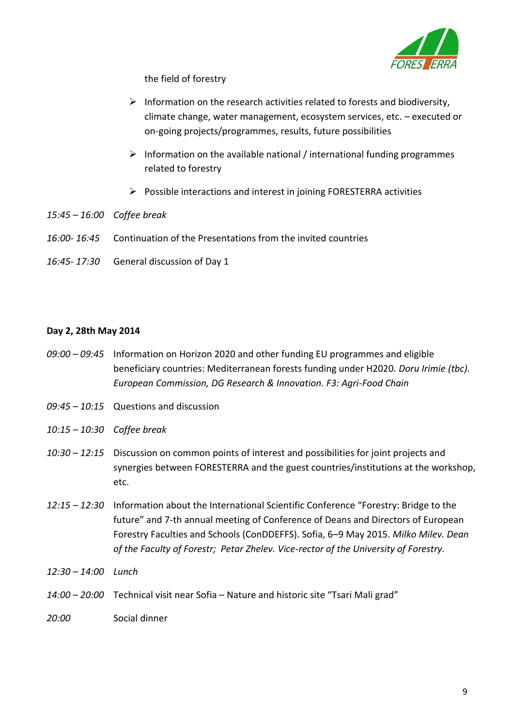the field of forestry

- Information on the research activities related to forests and biodiversity, climate change, water management, ecosystem services, etc. – executed or on-going projects/programmes, results, future possibilities
- Information on the available national / international funding programmes related to forestry
- Possible interactions and interest in joining FORESTERRA activities

*15:45 – 16:00* *Coffee break*

*16:00- 16:45* Continuation of the Presentations from the invited countries

*16:45- 17:30* General discussion of Day 1

**Day 2, 28th May 2014**

*09:00 – 09:45* Information on Horizon 2020 and other funding EU programmes and eligible beneficiary countries: Mediterranean forests funding under H2020. *Doru Irimie (tbc). European Commission, DG Research & Innovation. F3: Agri-Food Chain*

*09:45 – 10:15* Questions and discussion

*10:15 – 10:30* *Coffee break*

*10:30 – 12:15* Discussion on common points of interest and possibilities for joint projects and synergies between FORESTERRA and the guest countries/institutions at the workshop, etc.

*12:15 – 12:30* Information about the International Scientific Conference "Forestry: Bridge to the future" and 7-th annual meeting of Conference of Deans and Directors of European Forestry Faculties and Schools (ConDDEFFS). Sofia, 6–9 May 2015. *Milko Milev. Dean of the Faculty of Forestr; Petar Zhelev. Vice-rector of the University of Forestry.*

*12:30 – 14:00* *Lunch*

*14:00 – 20:00* Technical visit near Sofia – Nature and historic site "Tsari Mali grad"

*20:00* Social dinner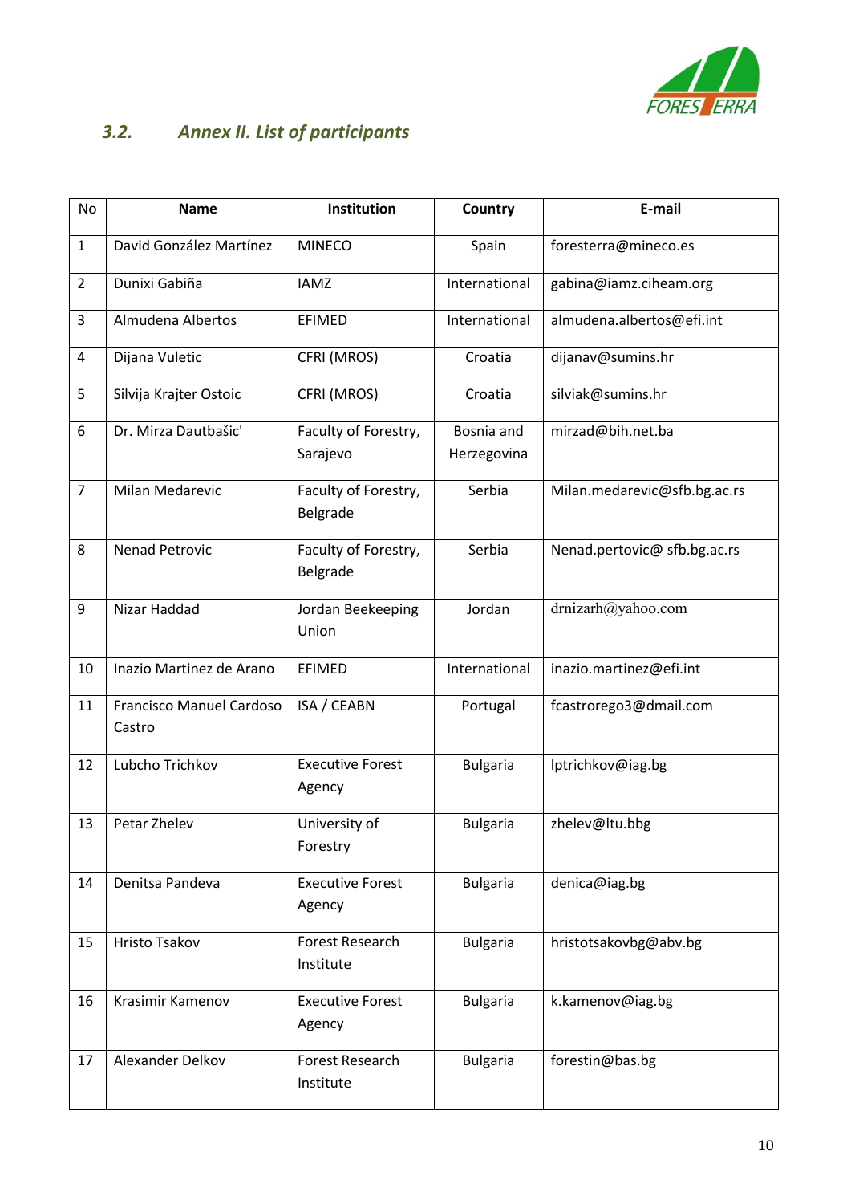### 3.2. *Annex II. List of participants*

| No | Name | Institution | Country | E-mail |
|---|---|---|---|---|
| 1 | David González Martínez | MINECO | Spain | foresterra@mineco.es |
| 2 | Dunixi Gabiña | IAMZ | International | gabina@iamz.ciheam.org |
| 3 | Almudena Albertos | EFIMED | International | almudena.albertos@efi.int |
| 4 | Dijana Vuletic | CFRI (MROS) | Croatia | dijanav@sumins.hr |
| 5 | Silvija Krajter Ostoic | CFRI (MROS) | Croatia | silviak@sumins.hr |
| 6 | Dr. Mirza Dautbašic' | Faculty of Forestry, Sarajevo | Bosnia and Herzegovina | mirzad@bih.net.ba |
| 7 | Milan Medarevic | Faculty of Forestry, Belgrade | Serbia | Milan.medarevic@sfb.bg.ac.rs |
| 8 | Nenad Petrovic | Faculty of Forestry, Belgrade | Serbia | Nenad.pertovic@ sfb.bg.ac.rs |
| 9 | Nizar Haddad | Jordan Beekeeping Union | Jordan | drnizarh@yahoo.com |
| 10 | Inazio Martinez de Arano | EFIMED | International | inazio.martinez@efi.int |
| 11 | Francisco Manuel Cardoso Castro | ISA / CEABN | Portugal | fcastrorego3@dmail.com |
| 12 | Lubcho Trichkov | Executive Forest Agency | Bulgaria | lptrichkov@iag.bg |
| 13 | Petar Zhelev | University of Forestry | Bulgaria | zhelev@ltu.bbg |
| 14 | Denitsa Pandeva | Executive Forest Agency | Bulgaria | denica@iag.bg |
| 15 | Hristo Tsakov | Forest Research Institute | Bulgaria | hristotsakovbg@abv.bg |
| 16 | Krasimir Kamenov | Executive Forest Agency | Bulgaria | k.kamenov@iag.bg |
| 17 | Alexander Delkov | Forest Research Institute | Bulgaria | forestin@bas.bg |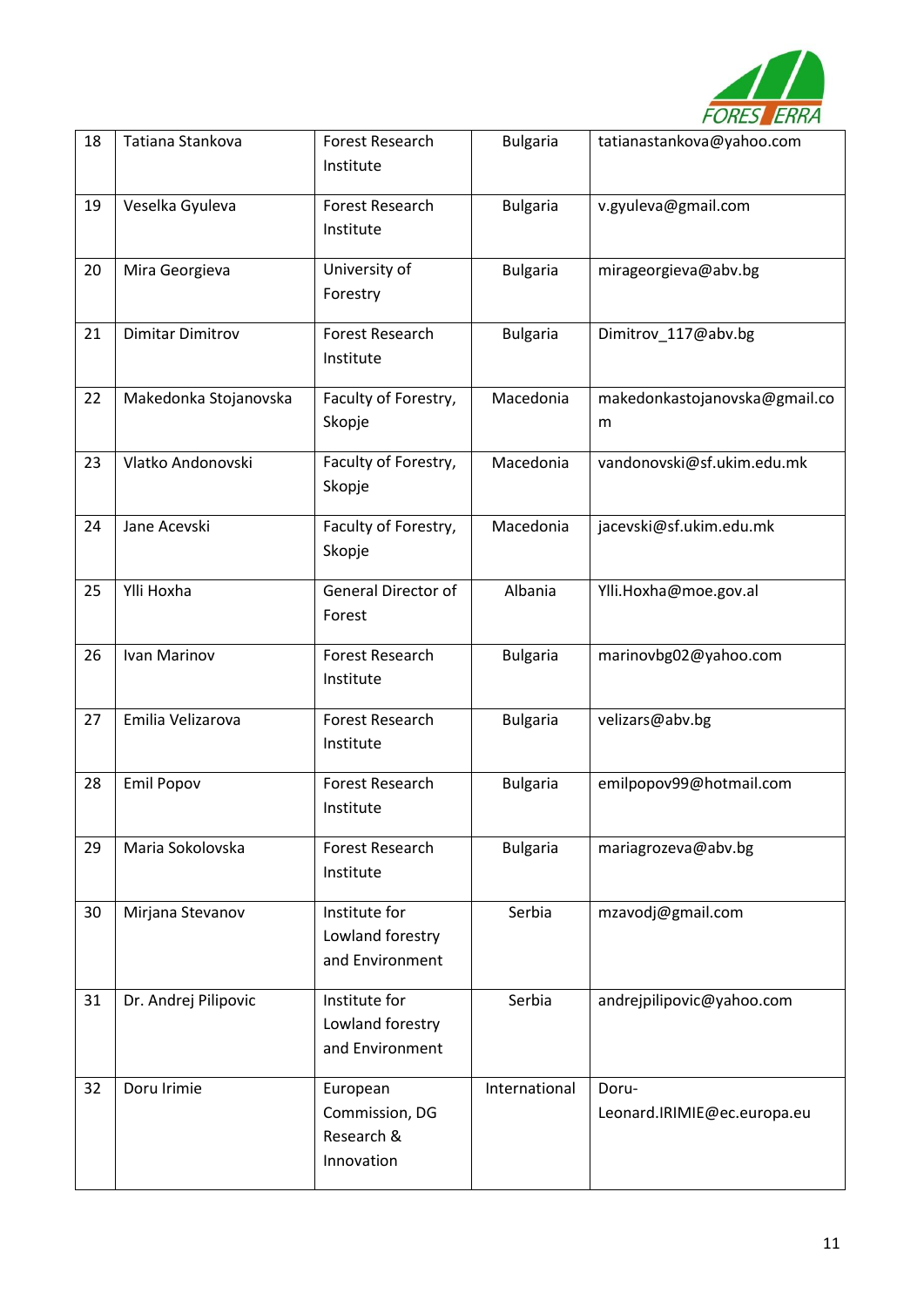| 18 | Tatiana Stankova | Forest Research Institute | Bulgaria | tatianastankova@yahoo.com |
|---|---|---|---|---|
| 19 | Veselka Gyuleva | Forest Research Institute | Bulgaria | v.gyuleva@gmail.com |
| 20 | Mira Georgieva | University of Forestry | Bulgaria | mirageorgieva@abv.bg |
| 21 | Dimitar Dimitrov | Forest Research Institute | Bulgaria | Dimitrov_117@abv.bg |
| 22 | Makedonka Stojanovska | Faculty of Forestry, Skopje | Macedonia | makedonkastojanovska@gmail.com |
| 23 | Vlatko Andonovski | Faculty of Forestry, Skopje | Macedonia | vandonovski@sf.ukim.edu.mk |
| 24 | Jane Acevski | Faculty of Forestry, Skopje | Macedonia | jacevski@sf.ukim.edu.mk |
| 25 | Ylli Hoxha | General Director of Forest | Albania | Ylli.Hoxha@moe.gov.al |
| 26 | Ivan Marinov | Forest Research Institute | Bulgaria | marinovbg02@yahoo.com |
| 27 | Emilia Velizarova | Forest Research Institute | Bulgaria | velizars@abv.bg |
| 28 | Emil Popov | Forest Research Institute | Bulgaria | emilpopov99@hotmail.com |
| 29 | Maria Sokolovska | Forest Research Institute | Bulgaria | mariagrozeva@abv.bg |
| 30 | Mirjana Stevanov | Institute for Lowland forestry and Environment | Serbia | mzavodj@gmail.com |
| 31 | Dr. Andrej Pilipovic | Institute for Lowland forestry and Environment | Serbia | andrejpilipovic@yahoo.com |
| 32 | Doru Irimie | European Commission, DG Research & Innovation | International | Doru-Leonard.IRIMIE@ec.europa.eu |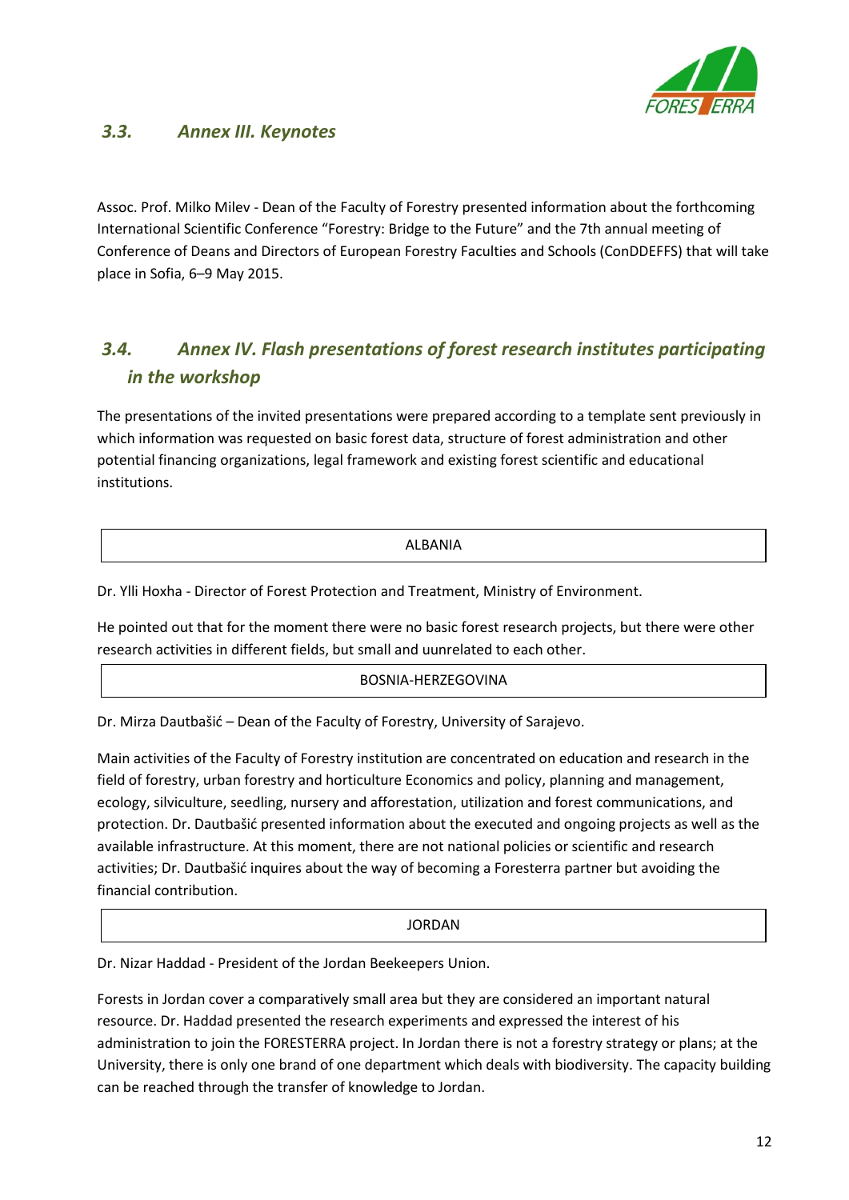## 3.3. Annex III. Keynotes

Assoc. Prof. Milko Milev - Dean of the Faculty of Forestry presented information about the forthcoming International Scientific Conference "Forestry: Bridge to the Future" and the 7th annual meeting of Conference of Deans and Directors of European Forestry Faculties and Schools (ConDDEFFS) that will take place in Sofia, 6–9 May 2015.

## 3.4. Annex IV. Flash presentations of forest research institutes participating in the workshop

The presentations of the invited presentations were prepared according to a template sent previously in which information was requested on basic forest data, structure of forest administration and other potential financing organizations, legal framework and existing forest scientific and educational institutions.

| ALBANIA |
| --- |

Dr. Ylli Hoxha - Director of Forest Protection and Treatment, Ministry of Environment.

He pointed out that for the moment there were no basic forest research projects, but there were other research activities in different fields, but small and uunrelated to each other.

| BOSNIA-HERZEGOVINA |
| --- |

Dr. Mirza Dautbašić – Dean of the Faculty of Forestry, University of Sarajevo.

Main activities of the Faculty of Forestry institution are concentrated on education and research in the field of forestry, urban forestry and horticulture Economics and policy, planning and management, ecology, silviculture, seedling, nursery and afforestation, utilization and forest communications, and protection. Dr. Dautbašić presented information about the executed and ongoing projects as well as the available infrastructure. At this moment, there are not national policies or scientific and research activities; Dr. Dautbašić inquires about the way of becoming a Foresterra partner but avoiding the financial contribution.

| JORDAN |
| --- |

Dr. Nizar Haddad - President of the Jordan Beekeepers Union.

Forests in Jordan cover a comparatively small area but they are considered an important natural resource. Dr. Haddad presented the research experiments and expressed the interest of his administration to join the FORESTERRA project. In Jordan there is not a forestry strategy or plans; at the University, there is only one brand of one department which deals with biodiversity. The capacity building can be reached through the transfer of knowledge to Jordan.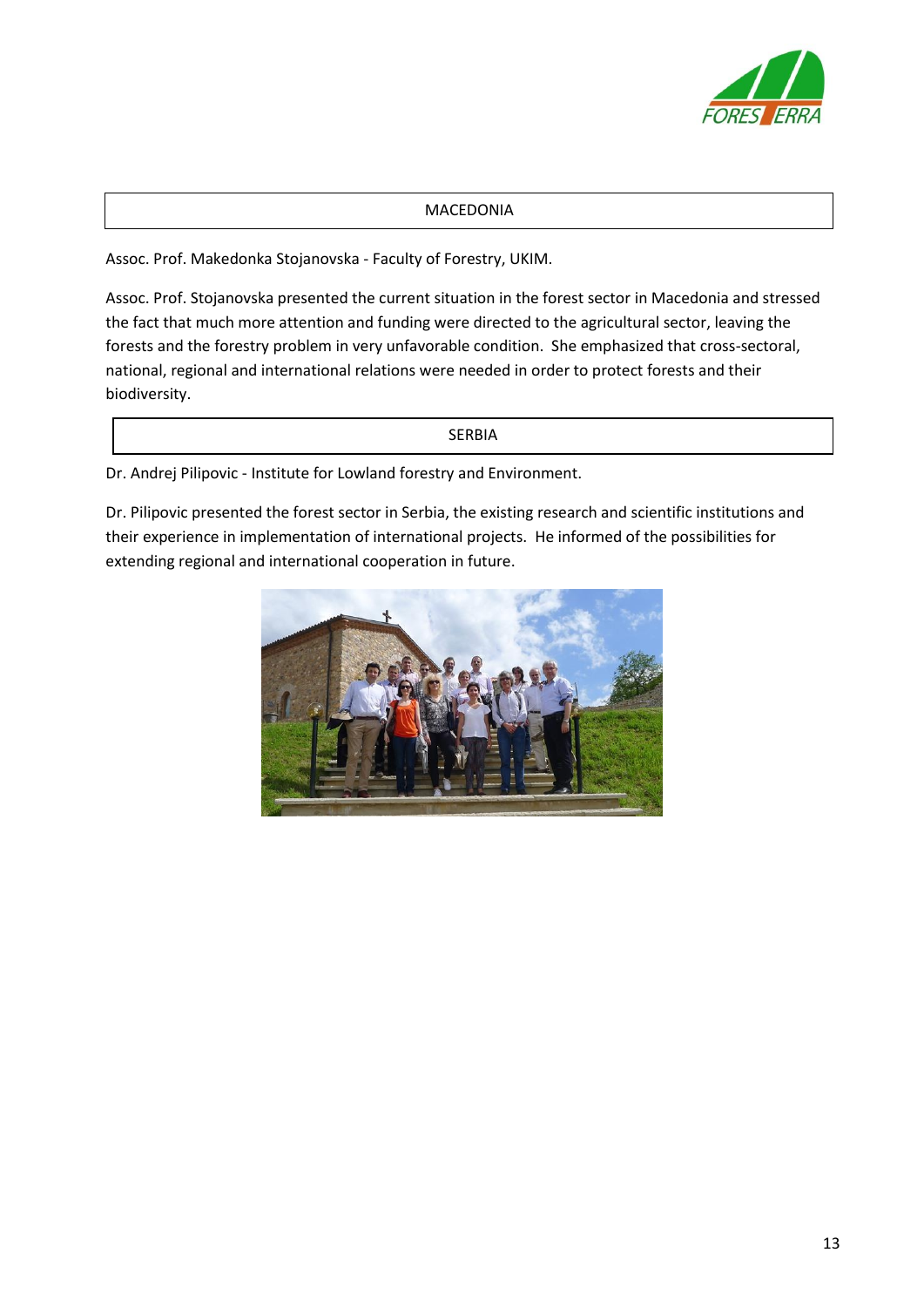## MACEDONIA

Assoc. Prof. Makedonka Stojanovska - Faculty of Forestry, UKIM.

Assoc. Prof. Stojanovska presented the current situation in the forest sector in Macedonia and stressed the fact that much more attention and funding were directed to the agricultural sector, leaving the forests and the forestry problem in very unfavorable condition. She emphasized that cross-sectoral, national, regional and international relations were needed in order to protect forests and their biodiversity.

## SERBIA

Dr. Andrej Pilipovic - Institute for Lowland forestry and Environment.

Dr. Pilipovic presented the forest sector in Serbia, the existing research and scientific institutions and their experience in implementation of international projects. He informed of the possibilities for extending regional and international cooperation in future.